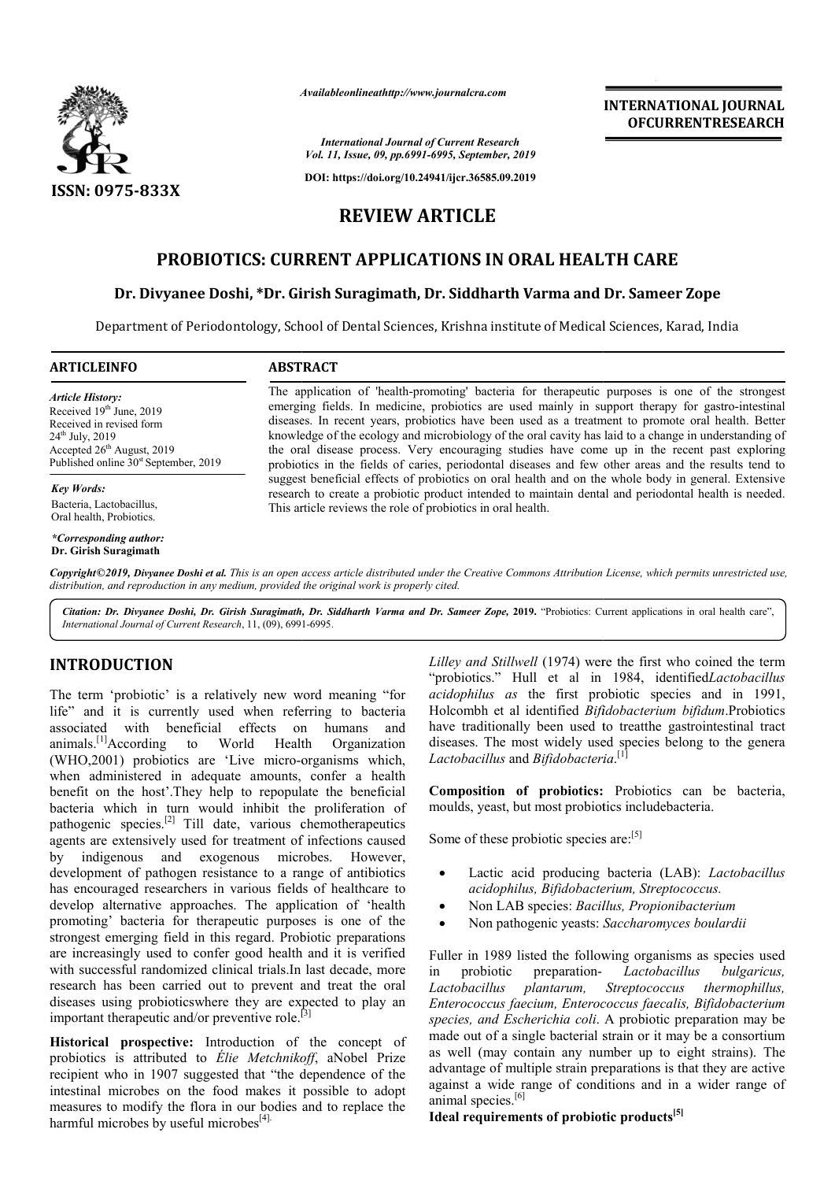Availableonlineathttp://www.journalcra.com

*International Journal of Current Research*
*Vol. 11, Issue, 09, pp.6991-6995, September, 2019*

**DOI: https://doi.org/10.24941/ijcr.36585.09.2019**

ISSN: 0975-833X

**INTERNATIONAL JOURNAL OFCURRENTRESEARCH**

# REVIEW ARTICLE

# PROBIOTICS: CURRENT APPLICATIONS IN ORAL HEALTH CARE

**Dr. Divyanee Doshi, \*Dr. Girish Suragimath, Dr. Siddharth Varma and Dr. Sameer Zope**

Department of Periodontology, School of Dental Sciences, Krishna institute of Medical Sciences, Karad, India

## ARTICLEINFO

*Article History:*
Received 19th June, 2019
Received in revised form 24th July, 2019
Accepted 26th August, 2019
Published online 30st September, 2019

*Key Words:*
Bacteria, Lactobacillus, Oral health, Probiotics.

*\*Corresponding author:*
**Dr. Girish Suragimath**

## ABSTRACT

The application of 'health-promoting' bacteria for therapeutic purposes is one of the strongest emerging fields. In medicine, probiotics are used mainly in support therapy for gastro-intestinal diseases. In recent years, probiotics have been used as a treatment to promote oral health. Better knowledge of the ecology and microbiology of the oral cavity has laid to a change in understanding of the oral disease process. Very encouraging studies have come up in the recent past exploring probiotics in the fields of caries, periodontal diseases and few other areas and the results tend to suggest beneficial effects of probiotics on oral health and on the whole body in general. Extensive research to create a probiotic product intended to maintain dental and periodontal health is needed. This article reviews the role of probiotics in oral health.

*Copyright©2019, Divyanee Doshi et al. This is an open access article distributed under the Creative Commons Attribution License, which permits unrestricted use, distribution, and reproduction in any medium, provided the original work is properly cited.*

*Citation: Dr. Divyanee Doshi, Dr. Girish Suragimath, Dr. Siddharth Varma and Dr. Sameer Zope,* **2019.** "Probiotics: Current applications in oral health care", *International Journal of Current Research*, 11, (09), 6991-6995.

## INTRODUCTION

The term 'probiotic' is a relatively new word meaning "for life" and it is currently used when referring to bacteria associated with beneficial effects on humans and animals.[1]According to World Health Organization (WHO,2001) probiotics are 'Live micro-organisms which, when administered in adequate amounts, confer a health benefit on the host'.They help to repopulate the beneficial bacteria which in turn would inhibit the proliferation of pathogenic species.[2] Till date, various chemotherapeutics agents are extensively used for treatment of infections caused by indigenous and exogenous microbes. However, development of pathogen resistance to a range of antibiotics has encouraged researchers in various fields of healthcare to develop alternative approaches. The application of 'health promoting' bacteria for therapeutic purposes is one of the strongest emerging field in this regard. Probiotic preparations are increasingly used to confer good health and it is verified with successful randomized clinical trials.In last decade, more research has been carried out to prevent and treat the oral diseases using probioticswhere they are expected to play an important therapeutic and/or preventive role.[3]

**Historical prospective:** Introduction of the concept of probiotics is attributed to *Élie Metchnikoff*, aNobel Prize recipient who in 1907 suggested that "the dependence of the intestinal microbes on the food makes it possible to adopt measures to modify the flora in our bodies and to replace the harmful microbes by useful microbes[4].

*Lilley and Stillwell* (1974) were the first who coined the term "probiotics." Hull et al in 1984, identified*Lactobacillus acidophilus as* the first probiotic species and in 1991, Holcombh et al identified *Bifidobacterium bifidum*.Probiotics have traditionally been used to treatthe gastrointestinal tract diseases. The most widely used species belong to the genera *Lactobacillus* and *Bifidobacteria*.[1]

**Composition of probiotics:** Probiotics can be bacteria, moulds, yeast, but most probiotics includebacteria.

Some of these probiotic species are:[5]

- Lactic acid producing bacteria (LAB): *Lactobacillus acidophilus, Bifidobacterium, Streptococcus.*
- Non LAB species: *Bacillus, Propionibacterium*
- Non pathogenic yeasts: *Saccharomyces boulardii*

Fuller in 1989 listed the following organisms as species used in probiotic preparation- *Lactobacillus bulgaricus, Lactobacillus plantarum, Streptococcus thermophillus, Enterococcus faecium, Enterococcus faecalis, Bifidobacterium species, and Escherichia coli*. A probiotic preparation may be made out of a single bacterial strain or it may be a consortium as well (may contain any number up to eight strains). The advantage of multiple strain preparations is that they are active against a wide range of conditions and in a wider range of animal species.[6]

**Ideal requirements of probiotic products[5]**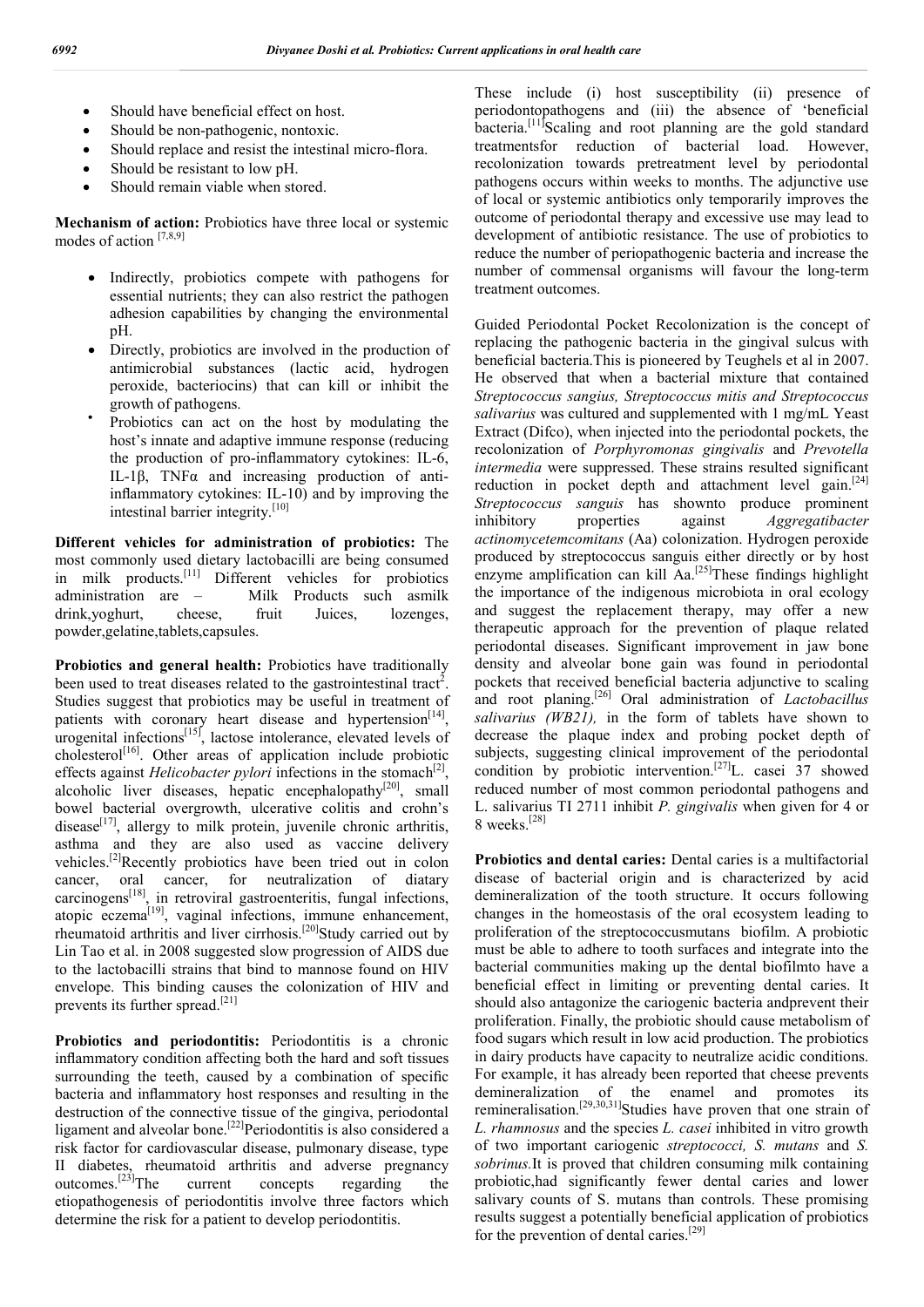- Should have beneficial effect on host.
- Should be non-pathogenic, nontoxic.
- Should replace and resist the intestinal micro-flora.
- Should be resistant to low pH.
- Should remain viable when stored.

**Mechanism of action:** Probiotics have three local or systemic modes of action [7,8,9]

- Indirectly, probiotics compete with pathogens for essential nutrients; they can also restrict the pathogen adhesion capabilities by changing the environmental pH.
- Directly, probiotics are involved in the production of antimicrobial substances (lactic acid, hydrogen peroxide, bacteriocins) that can kill or inhibit the growth of pathogens.
- Probiotics can act on the host by modulating the host's innate and adaptive immune response (reducing the production of pro-inflammatory cytokines: IL-6, IL-1β, TNFα and increasing production of anti-inflammatory cytokines: IL-10) and by improving the intestinal barrier integrity.[10]

**Different vehicles for administration of probiotics:** The most commonly used dietary lactobacilli are being consumed in milk products.[11] Different vehicles for probiotics administration are – Milk Products such asmilk drink,yoghurt, cheese, fruit Juices, lozenges, powder,gelatine,tablets,capsules.

**Probiotics and general health:** Probiotics have traditionally been used to treat diseases related to the gastrointestinal tract[2]. Studies suggest that probiotics may be useful in treatment of patients with coronary heart disease and hypertension[14], urogenital infections[15], lactose intolerance, elevated levels of cholesterol[16]. Other areas of application include probiotic effects against *Helicobacter pylori* infections in the stomach[2], alcoholic liver diseases, hepatic encephalopathy[20], small bowel bacterial overgrowth, ulcerative colitis and crohn's disease[17], allergy to milk protein, juvenile chronic arthritis, asthma and they are also used as vaccine delivery vehicles.[2]Recently probiotics have been tried out in colon cancer, oral cancer, for neutralization of diatary carcinogens[18], in retroviral gastroenteritis, fungal infections, atopic eczema[19], vaginal infections, immune enhancement, rheumatoid arthritis and liver cirrhosis.[20]Study carried out by Lin Tao et al. in 2008 suggested slow progression of AIDS due to the lactobacilli strains that bind to mannose found on HIV envelope. This binding causes the colonization of HIV and prevents its further spread.[21]

**Probiotics and periodontitis:** Periodontitis is a chronic inflammatory condition affecting both the hard and soft tissues surrounding the teeth, caused by a combination of specific bacteria and inflammatory host responses and resulting in the destruction of the connective tissue of the gingiva, periodontal ligament and alveolar bone.[22]Periodontitis is also considered a risk factor for cardiovascular disease, pulmonary disease, type II diabetes, rheumatoid arthritis and adverse pregnancy outcomes.[23]The current concepts regarding the etiopathogenesis of periodontitis involve three factors which determine the risk for a patient to develop periodontitis. These include (i) host susceptibility (ii) presence of periodontopathogens and (iii) the absence of 'beneficial bacteria.[11]Scaling and root planning are the gold standard treatmentsfor reduction of bacterial load. However, recolonization towards pretreatment level by periodontal pathogens occurs within weeks to months. The adjunctive use of local or systemic antibiotics only temporarily improves the outcome of periodontal therapy and excessive use may lead to development of antibiotic resistance. The use of probiotics to reduce the number of periopathogenic bacteria and increase the number of commensal organisms will favour the long-term treatment outcomes.

Guided Periodontal Pocket Recolonization is the concept of replacing the pathogenic bacteria in the gingival sulcus with beneficial bacteria.This is pioneered by Teughels et al in 2007. He observed that when a bacterial mixture that contained *Streptococcus sangius, Streptococcus mitis and Streptococcus salivarius* was cultured and supplemented with 1 mg/mL Yeast Extract (Difco), when injected into the periodontal pockets, the recolonization of *Porphyromonas gingivalis* and *Prevotella intermedia* were suppressed. These strains resulted significant reduction in pocket depth and attachment level gain.[24] *Streptococcus sanguis* has shownto produce prominent inhibitory properties against *Aggregatibacter actinomycetemcomitans* (Aa) colonization. Hydrogen peroxide produced by streptococcus sanguis either directly or by host enzyme amplification can kill Aa.[25]These findings highlight the importance of the indigenous microbiota in oral ecology and suggest the replacement therapy, may offer a new therapeutic approach for the prevention of plaque related periodontal diseases. Significant improvement in jaw bone density and alveolar bone gain was found in periodontal pockets that received beneficial bacteria adjunctive to scaling and root planing.[26] Oral administration of *Lactobacillus salivarius (WB21),* in the form of tablets have shown to decrease the plaque index and probing pocket depth of subjects, suggesting clinical improvement of the periodontal condition by probiotic intervention.[27]L. casei 37 showed reduced number of most common periodontal pathogens and L. salivarius TI 2711 inhibit *P. gingivalis* when given for 4 or 8 weeks.[28]

**Probiotics and dental caries:** Dental caries is a multifactorial disease of bacterial origin and is characterized by acid demineralization of the tooth structure. It occurs following changes in the homeostasis of the oral ecosystem leading to proliferation of the streptococcusmutans biofilm. A probiotic must be able to adhere to tooth surfaces and integrate into the bacterial communities making up the dental biofilmto have a beneficial effect in limiting or preventing dental caries. It should also antagonize the cariogenic bacteria andprevent their proliferation. Finally, the probiotic should cause metabolism of food sugars which result in low acid production. The probiotics in dairy products have capacity to neutralize acidic conditions. For example, it has already been reported that cheese prevents demineralization of the enamel and promotes its remineralisation.[29,30,31]Studies have proven that one strain of *L. rhamnosus* and the species *L. casei* inhibited in vitro growth of two important cariogenic *streptococci, S. mutans* and *S. sobrinus.*It is proved that children consuming milk containing probiotic,had significantly fewer dental caries and lower salivary counts of S. mutans than controls. These promising results suggest a potentially beneficial application of probiotics for the prevention of dental caries.[29]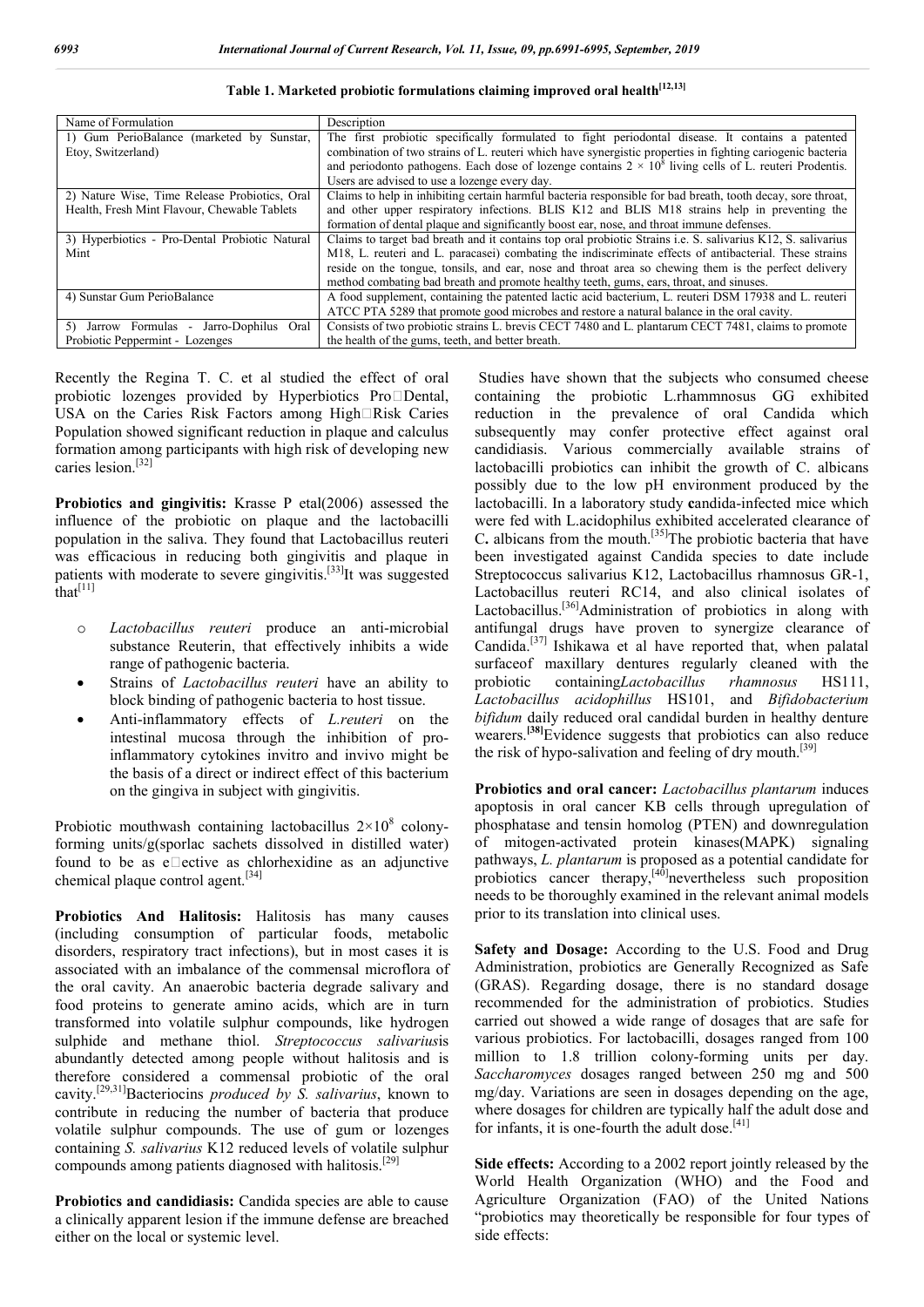**Table 1. Marketed probiotic formulations claiming improved oral health[12,13]**

| Name of Formulation | Description |
| --- | --- |
| 1) Gum PerioBalance (marketed by Sunstar, Etoy, Switzerland) | The first probiotic specifically formulated to fight periodontal disease. It contains a patented combination of two strains of L. reuteri which have synergistic properties in fighting cariogenic bacteria and periodonto pathogens. Each dose of lozenge contains $2 \times 10^8$ living cells of L. reuteri Prodentis. Users are advised to use a lozenge every day. |
| 2) Nature Wise, Time Release Probiotics, Oral Health, Fresh Mint Flavour, Chewable Tablets | Claims to help in inhibiting certain harmful bacteria responsible for bad breath, tooth decay, sore throat, and other upper respiratory infections. BLIS K12 and BLIS M18 strains help in preventing the formation of dental plaque and significantly boost ear, nose, and throat immune defenses. |
| 3) Hyperbiotics - Pro-Dental Probiotic Natural Mint | Claims to target bad breath and it contains top oral probiotic Strains i.e. S. salivarius K12, S. salivarius M18, L. reuteri and L. paracasei) combating the indiscriminate effects of antibacterial. These strains reside on the tongue, tonsils, and ear, nose and throat area so chewing them is the perfect delivery method combating bad breath and promote healthy teeth, gums, ears, throat, and sinuses. |
| 4) Sunstar Gum PerioBalance | A food supplement, containing the patented lactic acid bacterium, L. reuteri DSM 17938 and L. reuteri ATCC PTA 5289 that promote good microbes and restore a natural balance in the oral cavity. |
| 5) Jarrow Formulas - Jarro-Dophilus Oral Probiotic Peppermint - Lozenges | Consists of two probiotic strains L. brevis CECT 7480 and L. plantarum CECT 7481, claims to promote the health of the gums, teeth, and better breath. |

Recently the Regina T. C. et al studied the effect of oral probiotic lozenges provided by Hyperbiotics Pro‐Dental, USA on the Caries Risk Factors among High‐Risk Caries Population showed significant reduction in plaque and calculus formation among participants with high risk of developing new caries lesion.[32]

**Probiotics and gingivitis:** Krasse P etal(2006) assessed the influence of the probiotic on plaque and the lactobacilli population in the saliva. They found that Lactobacillus reuteri was efficacious in reducing both gingivitis and plaque in patients with moderate to severe gingivitis.[33]It was suggested that[11]

- *Lactobacillus reuteri* produce an anti-microbial substance Reuterin, that effectively inhibits a wide range of pathogenic bacteria.
- Strains of *Lactobacillus reuteri* have an ability to block binding of pathogenic bacteria to host tissue.
- Anti-inflammatory effects of *L.reuteri* on the intestinal mucosa through the inhibition of pro-inflammatory cytokines invitro and invivo might be the basis of a direct or indirect effect of this bacterium on the gingiva in subject with gingivitis.

Probiotic mouthwash containing lactobacillus $2\times10^8$ colony-forming units/g(sporlac sachets dissolved in distilled water) found to be as e‐ective as chlorhexidine as an adjunctive chemical plaque control agent.[34]

**Probiotics And Halitosis:** Halitosis has many causes (including consumption of particular foods, metabolic disorders, respiratory tract infections), but in most cases it is associated with an imbalance of the commensal microflora of the oral cavity. An anaerobic bacteria degrade salivary and food proteins to generate amino acids, which are in turn transformed into volatile sulphur compounds, like hydrogen sulphide and methane thiol. *Streptococcus salivarius*is abundantly detected among people without halitosis and is therefore considered a commensal probiotic of the oral cavity.[29,31]Bacteriocins *produced by S. salivarius*, known to contribute in reducing the number of bacteria that produce volatile sulphur compounds. The use of gum or lozenges containing *S. salivarius* K12 reduced levels of volatile sulphur compounds among patients diagnosed with halitosis.[29]

**Probiotics and candidiasis:** Candida species are able to cause a clinically apparent lesion if the immune defense are breached either on the local or systemic level.

Studies have shown that the subjects who consumed cheese containing the probiotic L.rhamnnosus GG exhibited reduction in the prevalence of oral Candida which subsequently may confer protective effect against oral candidiasis. Various commercially available strains of lactobacilli probiotics can inhibit the growth of C. albicans possibly due to the low pH environment produced by the lactobacilli. In a laboratory study **c**andida-infected mice which were fed with L.acidophilus exhibited accelerated clearance of C**.** albicans from the mouth.[35]The probiotic bacteria that have been investigated against Candida species to date include Streptococcus salivarius K12, Lactobacillus rhamnosus GR-1, Lactobacillus reuteri RC14, and also clinical isolates of Lactobacillus.[36]Administration of probiotics in along with antifungal drugs have proven to synergize clearance of Candida.[37] Ishikawa et al have reported that, when palatal surfaceof maxillary dentures regularly cleaned with the probiotic containing*Lactobacillus rhamnosus* HS111, *Lactobacillus acidophillus* HS101, and *Bifidobacterium bifidum* daily reduced oral candidal burden in healthy denture wearers.**[38]**Evidence suggests that probiotics can also reduce the risk of hypo-salivation and feeling of dry mouth.[39]

**Probiotics and oral cancer:** *Lactobacillus plantarum* induces apoptosis in oral cancer KB cells through upregulation of phosphatase and tensin homolog (PTEN) and downregulation of mitogen-activated protein kinases(MAPK) signaling pathways, *L. plantarum* is proposed as a potential candidate for probiotics cancer therapy,[40]nevertheless such proposition needs to be thoroughly examined in the relevant animal models prior to its translation into clinical uses.

**Safety and Dosage:** According to the U.S. Food and Drug Administration, probiotics are Generally Recognized as Safe (GRAS). Regarding dosage, there is no standard dosage recommended for the administration of probiotics. Studies carried out showed a wide range of dosages that are safe for various probiotics. For lactobacilli, dosages ranged from 100 million to 1.8 trillion colony-forming units per day. *Saccharomyces* dosages ranged between 250 mg and 500 mg/day. Variations are seen in dosages depending on the age, where dosages for children are typically half the adult dose and for infants, it is one-fourth the adult dose.[41]

**Side effects:** According to a 2002 report jointly released by the World Health Organization (WHO) and the Food and Agriculture Organization (FAO) of the United Nations "probiotics may theoretically be responsible for four types of side effects: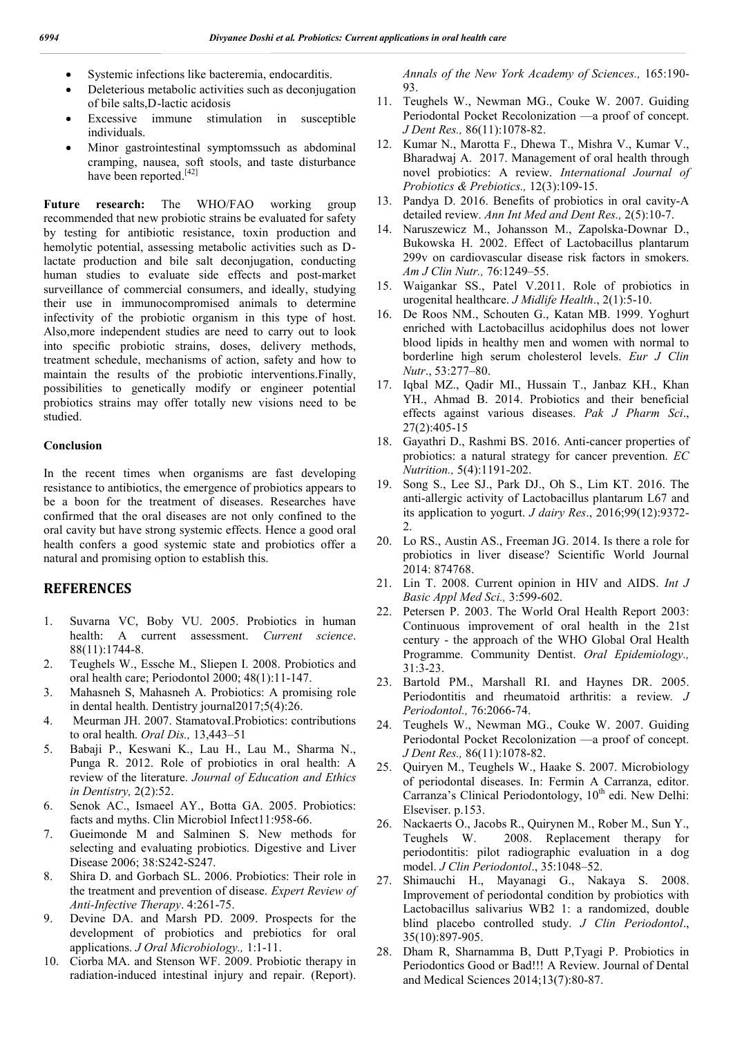- Systemic infections like bacteremia, endocarditis.
- Deleterious metabolic activities such as deconjugation of bile salts,D-lactic acidosis
- Excessive immune stimulation in susceptible individuals.
- Minor gastrointestinal symptomssuch as abdominal cramping, nausea, soft stools, and taste disturbance have been reported.[42]

**Future research:** The WHO/FAO working group recommended that new probiotic strains be evaluated for safety by testing for antibiotic resistance, toxin production and hemolytic potential, assessing metabolic activities such as D-lactate production and bile salt deconjugation, conducting human studies to evaluate side effects and post-market surveillance of commercial consumers, and ideally, studying their use in immunocompromised animals to determine infectivity of the probiotic organism in this type of host. Also,more independent studies are need to carry out to look into specific probiotic strains, doses, delivery methods, treatment schedule, mechanisms of action, safety and how to maintain the results of the probiotic interventions.Finally, possibilities to genetically modify or engineer potential probiotics strains may offer totally new visions need to be studied.

## Conclusion

In the recent times when organisms are fast developing resistance to antibiotics, the emergence of probiotics appears to be a boon for the treatment of diseases. Researches have confirmed that the oral diseases are not only confined to the oral cavity but have strong systemic effects. Hence a good oral health confers a good systemic state and probiotics offer a natural and promising option to establish this.

## REFERENCES

1. Suvarna VC, Boby VU. 2005. Probiotics in human health: A current assessment. *Current science*. 88(11):1744-8.
2. Teughels W., Essche M., Sliepen I. 2008. Probiotics and oral health care; Periodontol 2000; 48(1):11-147.
3. Mahasneh S, Mahasneh A. Probiotics: A promising role in dental health. Dentistry journal2017;5(4):26.
4. Meurman JH. 2007. StamatovaI.Probiotics: contributions to oral health. *Oral Dis.,* 13,443–51
5. Babaji P., Keswani K., Lau H., Lau M., Sharma N., Punga R. 2012. Role of probiotics in oral health: A review of the literature. *Journal of Education and Ethics in Dentistry,* 2(2):52.
6. Senok AC., Ismaeel AY., Botta GA. 2005. Probiotics: facts and myths. Clin Microbiol Infect11:958-66.
7. Gueimonde M and Salminen S. New methods for selecting and evaluating probiotics. Digestive and Liver Disease 2006; 38:S242-S247.
8. Shira D. and Gorbach SL. 2006. Probiotics: Their role in the treatment and prevention of disease. *Expert Review of Anti-Infective Therapy*. 4:261-75.
9. Devine DA. and Marsh PD. 2009. Prospects for the development of probiotics and prebiotics for oral applications. *J Oral Microbiology.,* 1:1-11.
10. Ciorba MA. and Stenson WF. 2009. Probiotic therapy in radiation-induced intestinal injury and repair. (Report). *Annals of the New York Academy of Sciences.,* 165:190-93.
11. Teughels W., Newman MG., Couke W. 2007. Guiding Periodontal Pocket Recolonization —a proof of concept. *J Dent Res.,* 86(11):1078-82.
12. Kumar N., Marotta F., Dhewa T., Mishra V., Kumar V., Bharadwaj A. 2017. Management of oral health through novel probiotics: A review. *International Journal of Probiotics & Prebiotics.,* 12(3):109-15.
13. Pandya D. 2016. Benefits of probiotics in oral cavity-A detailed review. *Ann Int Med and Dent Res.,* 2(5):10-7.
14. Naruszewicz M., Johansson M., Zapolska-Downar D., Bukowska H. 2002. Effect of Lactobacillus plantarum 299v on cardiovascular disease risk factors in smokers. *Am J Clin Nutr.,* 76:1249–55.
15. Waigankar SS., Patel V.2011. Role of probiotics in urogenital healthcare. *J Midlife Health*., 2(1):5-10.
16. De Roos NM., Schouten G., Katan MB. 1999. Yoghurt enriched with Lactobacillus acidophilus does not lower blood lipids in healthy men and women with normal to borderline high serum cholesterol levels. *Eur J Clin Nutr*., 53:277–80.
17. Iqbal MZ., Qadir MI., Hussain T., Janbaz KH., Khan YH., Ahmad B. 2014. Probiotics and their beneficial effects against various diseases. *Pak J Pharm Sci*., 27(2):405-15
18. Gayathri D., Rashmi BS. 2016. Anti-cancer properties of probiotics: a natural strategy for cancer prevention. *EC Nutrition.,* 5(4):1191-202.
19. Song S., Lee SJ., Park DJ., Oh S., Lim KT. 2016. The anti-allergic activity of Lactobacillus plantarum L67 and its application to yogurt. *J dairy Res*., 2016;99(12):9372-2.
20. Lo RS., Austin AS., Freeman JG. 2014. Is there a role for probiotics in liver disease? Scientific World Journal 2014: 874768.
21. Lin T. 2008. Current opinion in HIV and AIDS. *Int J Basic Appl Med Sci.,* 3:599-602.
22. Petersen P. 2003. The World Oral Health Report 2003: Continuous improvement of oral health in the 21st century - the approach of the WHO Global Oral Health Programme. Community Dentist. *Oral Epidemiology.,* 31:3-23.
23. Bartold PM., Marshall RI. and Haynes DR. 2005. Periodontitis and rheumatoid arthritis: a review*. J Periodontol.,* 76:2066-74.
24. Teughels W., Newman MG., Couke W. 2007. Guiding Periodontal Pocket Recolonization —a proof of concept. *J Dent Res.,* 86(11):1078-82.
25. Quiryen M., Teughels W., Haake S. 2007. Microbiology of periodontal diseases. In: Fermin A Carranza, editor. Carranza's Clinical Periodontology, 10th edi. New Delhi: Elseviser. p.153.
26. Nackaerts O., Jacobs R., Quirynen M., Rober M., Sun Y., Teughels W. 2008. Replacement therapy for periodontitis: pilot radiographic evaluation in a dog model. *J Clin Periodontol*., 35:1048–52.
27. Shimauchi H., Mayanagi G., Nakaya S. 2008. Improvement of periodontal condition by probiotics with Lactobacillus salivarius WB2 1: a randomized, double blind placebo controlled study. *J Clin Periodontol*., 35(10):897-905.
28. Dham R, Sharnamma B, Dutt P,Tyagi P. Probiotics in Periodontics Good or Bad!!! A Review. Journal of Dental and Medical Sciences 2014;13(7):80-87.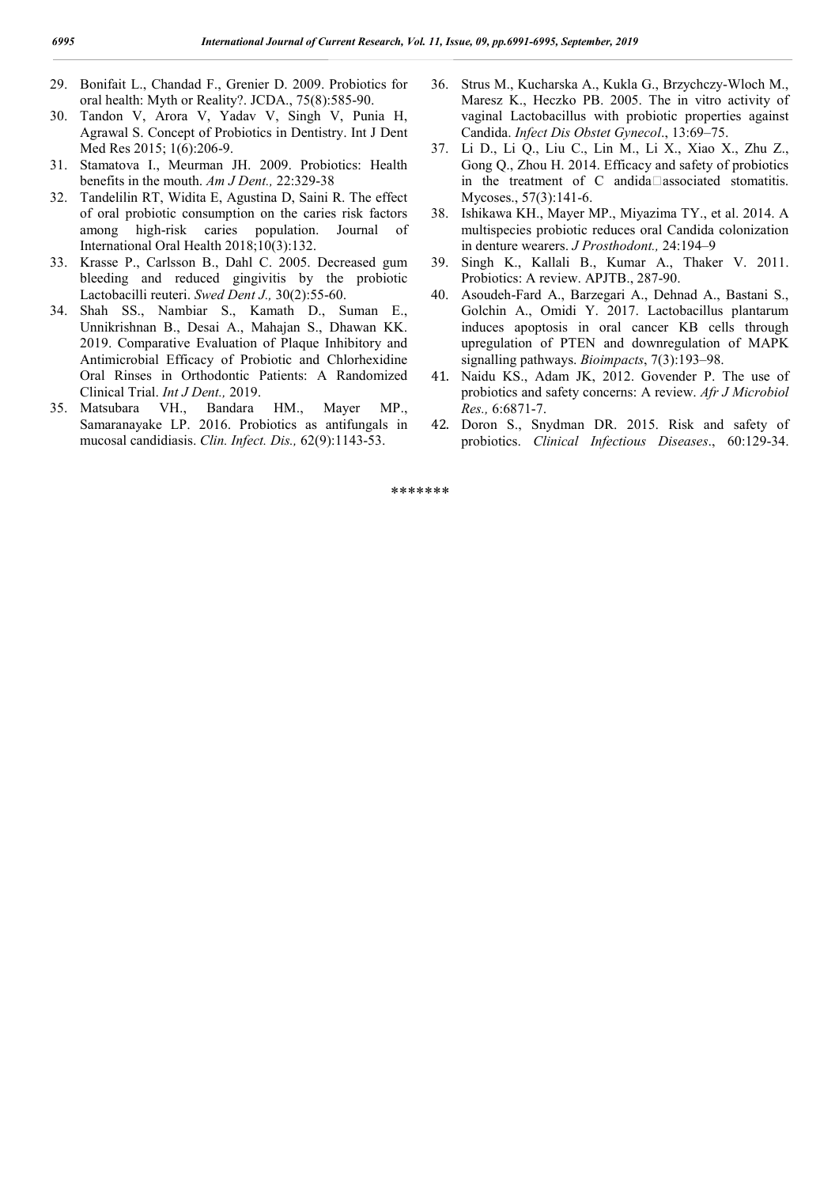29. Bonifait L., Chandad F., Grenier D. 2009. Probiotics for oral health: Myth or Reality?. JCDA., 75(8):585-90.
30. Tandon V, Arora V, Yadav V, Singh V, Punia H, Agrawal S. Concept of Probiotics in Dentistry. Int J Dent Med Res 2015; 1(6):206-9.
31. Stamatova I., Meurman JH. 2009. Probiotics: Health benefits in the mouth. *Am J Dent.,* 22:329-38
32. Tandelilin RT, Widita E, Agustina D, Saini R. The effect of oral probiotic consumption on the caries risk factors among high-risk caries population. Journal of International Oral Health 2018;10(3):132.
33. Krasse P., Carlsson B., Dahl C. 2005. Decreased gum bleeding and reduced gingivitis by the probiotic Lactobacilli reuteri. *Swed Dent J.,* 30(2):55-60.
34. Shah SS., Nambiar S., Kamath D., Suman E., Unnikrishnan B., Desai A., Mahajan S., Dhawan KK. 2019. Comparative Evaluation of Plaque Inhibitory and Antimicrobial Efficacy of Probiotic and Chlorhexidine Oral Rinses in Orthodontic Patients: A Randomized Clinical Trial. *Int J Dent.,* 2019.
35. Matsubara VH., Bandara HM., Mayer MP., Samaranayake LP. 2016. Probiotics as antifungals in mucosal candidiasis. *Clin. Infect. Dis.,* 62(9):1143-53.
36. Strus M., Kucharska A., Kukla G., Brzychczy-Wloch M., Maresz K., Heczko PB. 2005. The in vitro activity of vaginal Lactobacillus with probiotic properties against Candida. *Infect Dis Obstet Gynecol*., 13:69–75.
37. Li D., Li Q., Liu C., Lin M., Li X., Xiao X., Zhu Z., Gong Q., Zhou H. 2014. Efficacy and safety of probiotics in the treatment of C andida□associated stomatitis. Mycoses., 57(3):141-6.
38. Ishikawa KH., Mayer MP., Miyazima TY., et al. 2014. A multispecies probiotic reduces oral Candida colonization in denture wearers. *J Prosthodont.,* 24:194–9
39. Singh K., Kallali B., Kumar A., Thaker V. 2011. Probiotics: A review. APJTB., 287-90.
40. Asoudeh-Fard A., Barzegari A., Dehnad A., Bastani S., Golchin A., Omidi Y. 2017. Lactobacillus plantarum induces apoptosis in oral cancer KB cells through upregulation of PTEN and downregulation of MAPK signalling pathways. *Bioimpacts*, 7(3):193–98.
41. Naidu KS., Adam JK, 2012. Govender P. The use of probiotics and safety concerns: A review. *Afr J Microbiol Res.,* 6:6871-7.
42. Doron S., Snydman DR. 2015. Risk and safety of probiotics. *Clinical Infectious Diseases*., 60:129-34.

\*\*\*\*\*\*\*